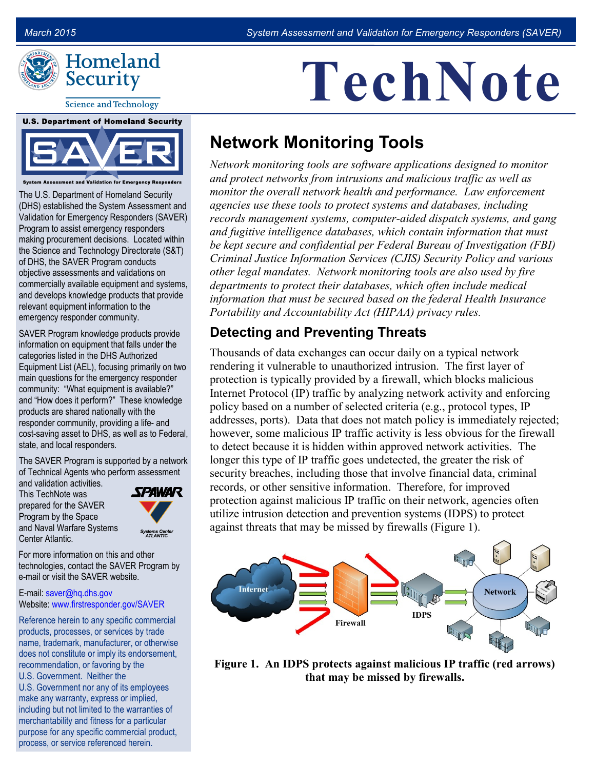# TechNote

Homeland Security

Science and Technology

U.S. Department of Homeland Security

SAVER

System Assessment and Validation for Emergency Responders

The U.S. Department of Homeland Security (DHS) established the System Assessment and Validation for Emergency Responders (SAVER) Program to assist emergency responders making procurement decisions. Located within the Science and Technology Directorate (S&T) of DHS, the SAVER Program conducts objective assessments and validations on commercially available equipment and systems, and develops knowledge products that provide relevant equipment information to the emergency responder community.

SAVER Program knowledge products provide information on equipment that falls under the categories listed in the DHS Authorized Equipment List (AEL), focusing primarily on two main questions for the emergency responder community: "What equipment is available?" and "How does it perform?" These knowledge products are shared nationally with the responder community, providing a life- and cost-saving asset to DHS, as well as to Federal, state, and local responders.

The SAVER Program is supported by a network of Technical Agents who perform assessment and validation activities. This TechNote was prepared for the SAVER Program by the Space and Naval Warfare Systems Center Atlantic.

For more information on this and other technologies, contact the SAVER Program by e-mail or visit the SAVER website.

E-mail: saver@hq.dhs.gov
Website: www.firstresponder.gov/SAVER

Reference herein to any specific commercial products, processes, or services by trade name, trademark, manufacturer, or otherwise does not constitute or imply its endorsement, recommendation, or favoring by the U.S. Government. Neither the U.S. Government nor any of its employees make any warranty, express or implied, including but not limited to the warranties of merchantability and fitness for a particular purpose for any specific commercial product, process, or service referenced herein.

## Network Monitoring Tools

*Network monitoring tools are software applications designed to monitor and protect networks from intrusions and malicious traffic as well as monitor the overall network health and performance. Law enforcement agencies use these tools to protect systems and databases, including records management systems, computer-aided dispatch systems, and gang and fugitive intelligence databases, which contain information that must be kept secure and confidential per Federal Bureau of Investigation (FBI) Criminal Justice Information Services (CJIS) Security Policy and various other legal mandates. Network monitoring tools are also used by fire departments to protect their databases, which often include medical information that must be secured based on the federal Health Insurance Portability and Accountability Act (HIPAA) privacy rules.*

### Detecting and Preventing Threats

Thousands of data exchanges can occur daily on a typical network rendering it vulnerable to unauthorized intrusion. The first layer of protection is typically provided by a firewall, which blocks malicious Internet Protocol (IP) traffic by analyzing network activity and enforcing policy based on a number of selected criteria (e.g., protocol types, IP addresses, ports). Data that does not match policy is immediately rejected; however, some malicious IP traffic activity is less obvious for the firewall to detect because it is hidden within approved network activities. The longer this type of IP traffic goes undetected, the greater the risk of security breaches, including those that involve financial data, criminal records, or other sensitive information. Therefore, for improved protection against malicious IP traffic on their network, agencies often utilize intrusion detection and prevention systems (IDPS) to protect against threats that may be missed by firewalls (Figure 1).

**Figure 1. An IDPS protects against malicious IP traffic (red arrows) that may be missed by firewalls.**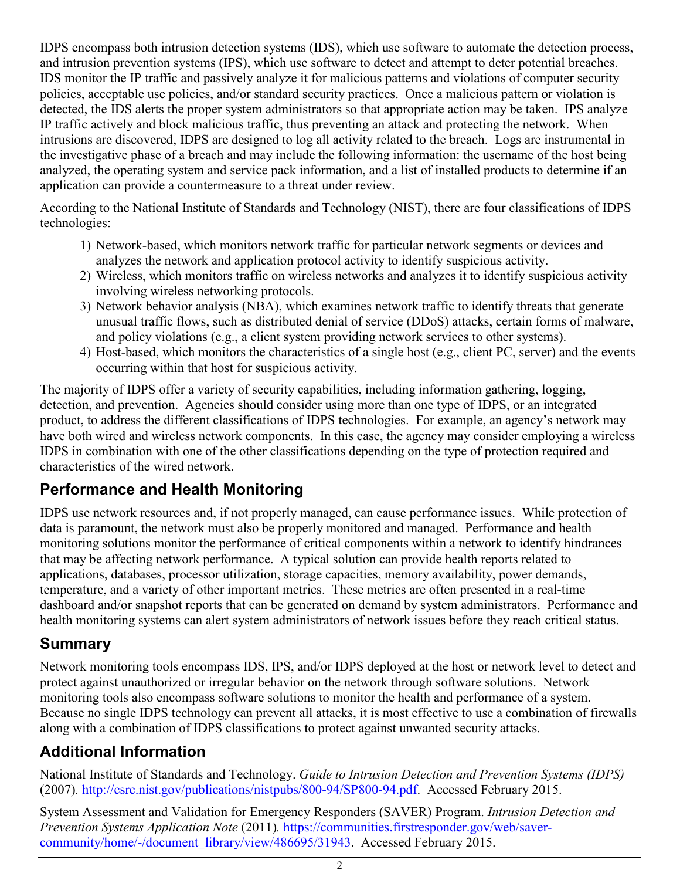IDPS encompass both intrusion detection systems (IDS), which use software to automate the detection process, and intrusion prevention systems (IPS), which use software to detect and attempt to deter potential breaches. IDS monitor the IP traffic and passively analyze it for malicious patterns and violations of computer security policies, acceptable use policies, and/or standard security practices. Once a malicious pattern or violation is detected, the IDS alerts the proper system administrators so that appropriate action may be taken. IPS analyze IP traffic actively and block malicious traffic, thus preventing an attack and protecting the network. When intrusions are discovered, IDPS are designed to log all activity related to the breach. Logs are instrumental in the investigative phase of a breach and may include the following information: the username of the host being analyzed, the operating system and service pack information, and a list of installed products to determine if an application can provide a countermeasure to a threat under review.

According to the National Institute of Standards and Technology (NIST), there are four classifications of IDPS technologies:

1) Network-based, which monitors network traffic for particular network segments or devices and analyzes the network and application protocol activity to identify suspicious activity.
2) Wireless, which monitors traffic on wireless networks and analyzes it to identify suspicious activity involving wireless networking protocols.
3) Network behavior analysis (NBA), which examines network traffic to identify threats that generate unusual traffic flows, such as distributed denial of service (DDoS) attacks, certain forms of malware, and policy violations (e.g., a client system providing network services to other systems).
4) Host-based, which monitors the characteristics of a single host (e.g., client PC, server) and the events occurring within that host for suspicious activity.

The majority of IDPS offer a variety of security capabilities, including information gathering, logging, detection, and prevention. Agencies should consider using more than one type of IDPS, or an integrated product, to address the different classifications of IDPS technologies. For example, an agency's network may have both wired and wireless network components. In this case, the agency may consider employing a wireless IDPS in combination with one of the other classifications depending on the type of protection required and characteristics of the wired network.

## Performance and Health Monitoring

IDPS use network resources and, if not properly managed, can cause performance issues. While protection of data is paramount, the network must also be properly monitored and managed. Performance and health monitoring solutions monitor the performance of critical components within a network to identify hindrances that may be affecting network performance. A typical solution can provide health reports related to applications, databases, processor utilization, storage capacities, memory availability, power demands, temperature, and a variety of other important metrics. These metrics are often presented in a real-time dashboard and/or snapshot reports that can be generated on demand by system administrators. Performance and health monitoring systems can alert system administrators of network issues before they reach critical status.

## Summary

Network monitoring tools encompass IDS, IPS, and/or IDPS deployed at the host or network level to detect and protect against unauthorized or irregular behavior on the network through software solutions. Network monitoring tools also encompass software solutions to monitor the health and performance of a system. Because no single IDPS technology can prevent all attacks, it is most effective to use a combination of firewalls along with a combination of IDPS classifications to protect against unwanted security attacks.

## Additional Information

National Institute of Standards and Technology. *Guide to Intrusion Detection and Prevention Systems (IDPS)* (2007). http://csrc.nist.gov/publications/nistpubs/800-94/SP800-94.pdf. Accessed February 2015.

System Assessment and Validation for Emergency Responders (SAVER) Program. *Intrusion Detection and Prevention Systems Application Note* (2011). https://communities.firstresponder.gov/web/saver-community/home/-/document_library/view/486695/31943. Accessed February 2015.